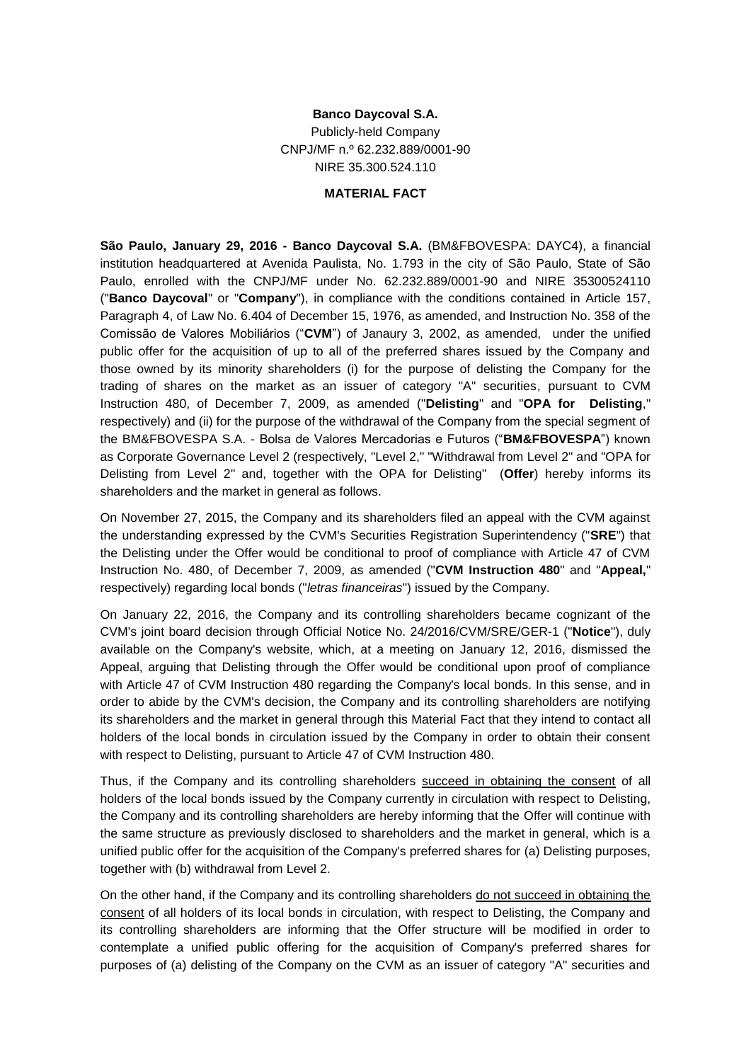**Banco Daycoval S.A.**

Publicly-held Company

CNPJ/MF n.º 62.232.889/0001-90

NIRE 35.300.524.110

**MATERIAL FACT**

**São Paulo, January 29, 2016 - Banco Daycoval S.A.** (BM&FBOVESPA: DAYC4), a financial institution headquartered at Avenida Paulista, No. 1.793 in the city of São Paulo, State of São Paulo, enrolled with the CNPJ/MF under No. 62.232.889/0001-90 and NIRE 35300524110 ("**Banco Daycoval**" or "**Company**"), in compliance with the conditions contained in Article 157, Paragraph 4, of Law No. 6.404 of December 15, 1976, as amended, and Instruction No. 358 of the Comissão de Valores Mobiliários ("**CVM**") of Janaury 3, 2002, as amended, under the unified public offer for the acquisition of up to all of the preferred shares issued by the Company and those owned by its minority shareholders (i) for the purpose of delisting the Company for the trading of shares on the market as an issuer of category "A" securities, pursuant to CVM Instruction 480, of December 7, 2009, as amended ("**Delisting**" and "**OPA for Delisting**," respectively) and (ii) for the purpose of the withdrawal of the Company from the special segment of the BM&FBOVESPA S.A. - Bolsa de Valores Mercadorias e Futuros ("**BM&FBOVESPA**") known as Corporate Governance Level 2 (respectively, "Level 2," "Withdrawal from Level 2" and "OPA for Delisting from Level 2" and, together with the OPA for Delisting" (**Offer**) hereby informs its shareholders and the market in general as follows.

On November 27, 2015, the Company and its shareholders filed an appeal with the CVM against the understanding expressed by the CVM's Securities Registration Superintendency ("**SRE**") that the Delisting under the Offer would be conditional to proof of compliance with Article 47 of CVM Instruction No. 480, of December 7, 2009, as amended ("**CVM Instruction 480**" and "**Appeal,**" respectively) regarding local bonds ("*letras financeiras*") issued by the Company.

On January 22, 2016, the Company and its controlling shareholders became cognizant of the CVM's joint board decision through Official Notice No. 24/2016/CVM/SRE/GER-1 ("**Notice**"), duly available on the Company's website, which, at a meeting on January 12, 2016, dismissed the Appeal, arguing that Delisting through the Offer would be conditional upon proof of compliance with Article 47 of CVM Instruction 480 regarding the Company's local bonds. In this sense, and in order to abide by the CVM's decision, the Company and its controlling shareholders are notifying its shareholders and the market in general through this Material Fact that they intend to contact all holders of the local bonds in circulation issued by the Company in order to obtain their consent with respect to Delisting, pursuant to Article 47 of CVM Instruction 480.

Thus, if the Company and its controlling shareholders succeed in obtaining the consent of all holders of the local bonds issued by the Company currently in circulation with respect to Delisting, the Company and its controlling shareholders are hereby informing that the Offer will continue with the same structure as previously disclosed to shareholders and the market in general, which is a unified public offer for the acquisition of the Company's preferred shares for (a) Delisting purposes, together with (b) withdrawal from Level 2.

On the other hand, if the Company and its controlling shareholders do not succeed in obtaining the consent of all holders of its local bonds in circulation, with respect to Delisting, the Company and its controlling shareholders are informing that the Offer structure will be modified in order to contemplate a unified public offering for the acquisition of Company's preferred shares for purposes of (a) delisting of the Company on the CVM as an issuer of category "A" securities and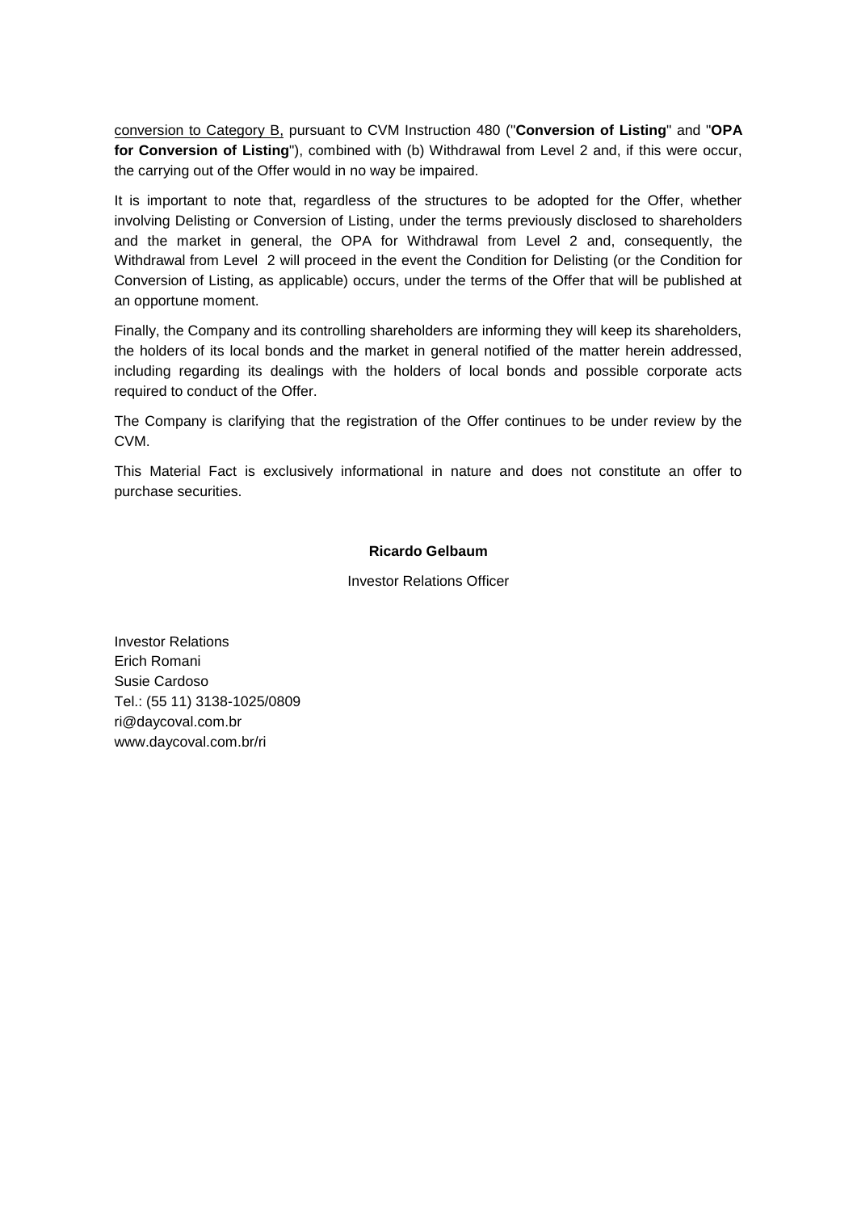conversion to Category B, pursuant to CVM Instruction 480 ("**Conversion of Listing**" and "**OPA for Conversion of Listing**"), combined with (b) Withdrawal from Level 2 and, if this were occur, the carrying out of the Offer would in no way be impaired.

It is important to note that, regardless of the structures to be adopted for the Offer, whether involving Delisting or Conversion of Listing, under the terms previously disclosed to shareholders and the market in general, the OPA for Withdrawal from Level 2 and, consequently, the Withdrawal from Level 2 will proceed in the event the Condition for Delisting (or the Condition for Conversion of Listing, as applicable) occurs, under the terms of the Offer that will be published at an opportune moment.

Finally, the Company and its controlling shareholders are informing they will keep its shareholders, the holders of its local bonds and the market in general notified of the matter herein addressed, including regarding its dealings with the holders of local bonds and possible corporate acts required to conduct of the Offer.

The Company is clarifying that the registration of the Offer continues to be under review by the CVM.

This Material Fact is exclusively informational in nature and does not constitute an offer to purchase securities.

**Ricardo Gelbaum**

Investor Relations Officer

Investor Relations
Erich Romani
Susie Cardoso
Tel.: (55 11) 3138-1025/0809
ri@daycoval.com.br
www.daycoval.com.br/ri